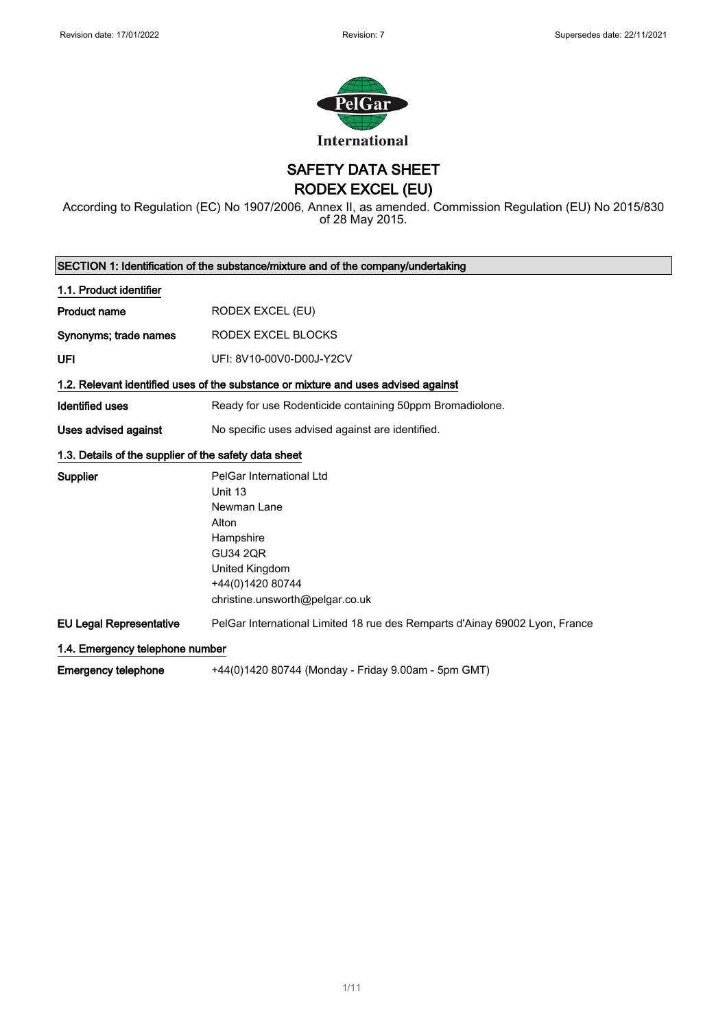Revision date: 17/01/2022 Revision: 7 Supersedes date: 22/11/2021

PelGar International

# SAFETY DATA SHEET
# RODEX EXCEL (EU)

According to Regulation (EC) No 1907/2006, Annex II, as amended. Commission Regulation (EU) No 2015/830 of 28 May 2015.

## SECTION 1: Identification of the substance/mixture and of the company/undertaking

### 1.1. Product identifier

| | |
|---|---|
| **Product name** | RODEX EXCEL (EU) |
| **Synonyms; trade names** | RODEX EXCEL BLOCKS |
| **UFI** | UFI: 8V10-00V0-D00J-Y2CV |

### 1.2. Relevant identified uses of the substance or mixture and uses advised against

| | |
|---|---|
| **Identified uses** | Ready for use Rodenticide containing 50ppm Bromadiolone. |
| **Uses advised against** | No specific uses advised against are identified. |

### 1.3. Details of the supplier of the safety data sheet

**Supplier**

PelGar International Ltd
Unit 13
Newman Lane
Alton
Hampshire
GU34 2QR
United Kingdom
+44(0)1420 80744
christine.unsworth@pelgar.co.uk

**EU Legal Representative** PelGar International Limited 18 rue des Remparts d'Ainay 69002 Lyon, France

### 1.4. Emergency telephone number

**Emergency telephone** +44(0)1420 80744 (Monday - Friday 9.00am - 5pm GMT)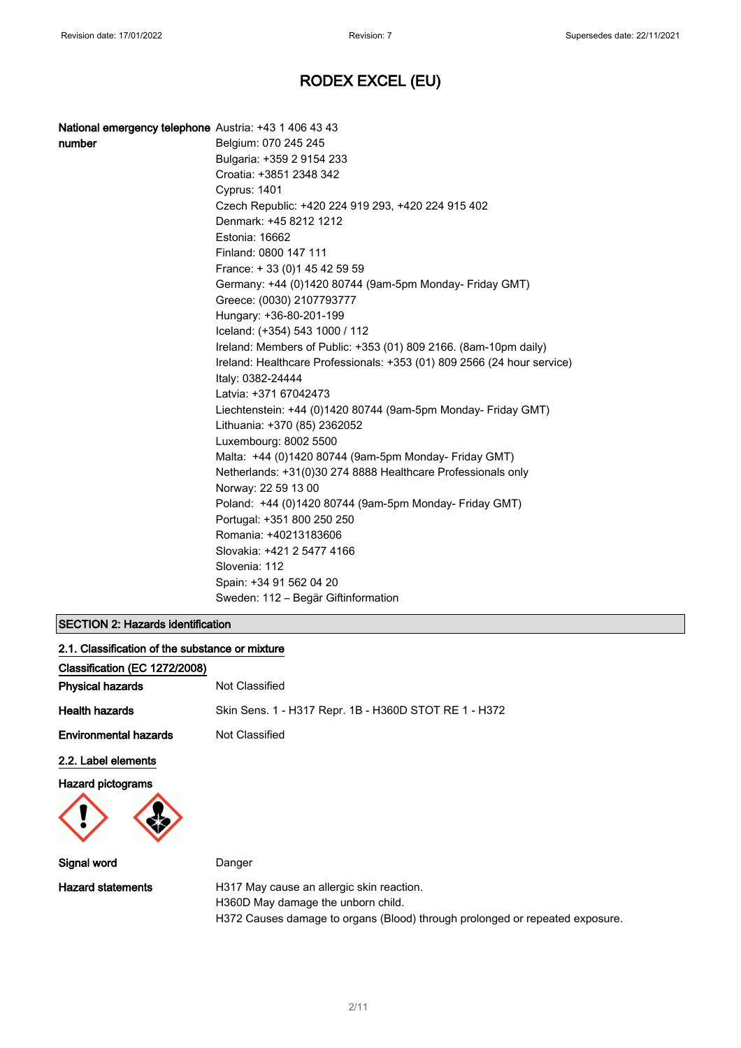# RODEX EXCEL (EU)

**National emergency telephone number**

Austria: +43 1 406 43 43
Belgium: 070 245 245
Bulgaria: +359 2 9154 233
Croatia: +3851 2348 342
Cyprus: 1401
Czech Republic: +420 224 919 293, +420 224 915 402
Denmark: +45 8212 1212
Estonia: 16662
Finland: 0800 147 111
France: + 33 (0)1 45 42 59 59
Germany: +44 (0)1420 80744 (9am-5pm Monday- Friday GMT)
Greece: (0030) 2107793777
Hungary: +36-80-201-199
Iceland: (+354) 543 1000 / 112
Ireland: Members of Public: +353 (01) 809 2166. (8am-10pm daily)
Ireland: Healthcare Professionals: +353 (01) 809 2566 (24 hour service)
Italy: 0382-24444
Latvia: +371 67042473
Liechtenstein: +44 (0)1420 80744 (9am-5pm Monday- Friday GMT)
Lithuania: +370 (85) 2362052
Luxembourg: 8002 5500
Malta: +44 (0)1420 80744 (9am-5pm Monday- Friday GMT)
Netherlands: +31(0)30 274 8888 Healthcare Professionals only
Norway: 22 59 13 00
Poland: +44 (0)1420 80744 (9am-5pm Monday- Friday GMT)
Portugal: +351 800 250 250
Romania: +40213183606
Slovakia: +421 2 5477 4166
Slovenia: 112
Spain: +34 91 562 04 20
Sweden: 112 – Begär Giftinformation

## SECTION 2: Hazards identification

### 2.1. Classification of the substance or mixture

**Classification (EC 1272/2008)**

**Physical hazards** Not Classified

**Health hazards** Skin Sens. 1 - H317 Repr. 1B - H360D STOT RE 1 - H372

**Environmental hazards** Not Classified

### 2.2. Label elements

**Hazard pictograms**

**Signal word** Danger

**Hazard statements**

H317 May cause an allergic skin reaction.
H360D May damage the unborn child.
H372 Causes damage to organs (Blood) through prolonged or repeated exposure.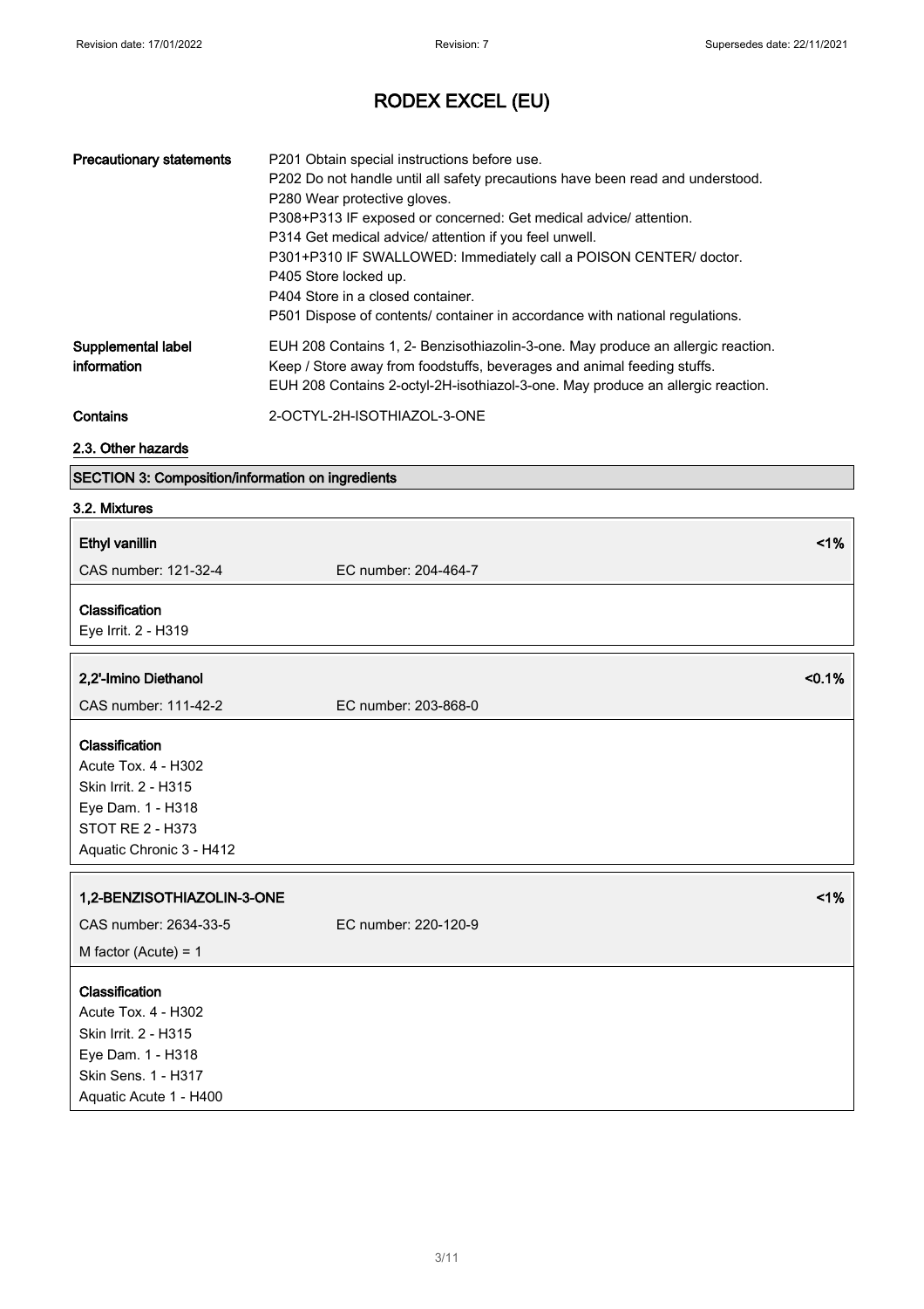| | |
|---|---|
| **Precautionary statements** | P201 Obtain special instructions before use.<br>P202 Do not handle until all safety precautions have been read and understood.<br>P280 Wear protective gloves.<br>P308+P313 IF exposed or concerned: Get medical advice/ attention.<br>P314 Get medical advice/ attention if you feel unwell.<br>P301+P310 IF SWALLOWED: Immediately call a POISON CENTER/ doctor.<br>P405 Store locked up.<br>P404 Store in a closed container.<br>P501 Dispose of contents/ container in accordance with national regulations. |
| **Supplemental label information** | EUH 208 Contains 1, 2- Benzisothiazolin-3-one. May produce an allergic reaction.<br>Keep / Store away from foodstuffs, beverages and animal feeding stuffs.<br>EUH 208 Contains 2-octyl-2H-isothiazol-3-one. May produce an allergic reaction. |
| **Contains** | 2-OCTYL-2H-ISOTHIAZOL-3-ONE |

### 2.3. Other hazards

## SECTION 3: Composition/information on ingredients

### 3.2. Mixtures

| **Ethyl vanillin** | | <1% |
|---|---|---|
| CAS number: 121-32-4 | EC number: 204-464-7 | |

**Classification**
Eye Irrit. 2 - H319

| **2,2'-Imino Diethanol** | | <0.1% |
|---|---|---|
| CAS number: 111-42-2 | EC number: 203-868-0 | |

**Classification**
Acute Tox. 4 - H302
Skin Irrit. 2 - H315
Eye Dam. 1 - H318
STOT RE 2 - H373
Aquatic Chronic 3 - H412

| **1,2-BENZISOTHIAZOLIN-3-ONE** | | <1% |
|---|---|---|
| CAS number: 2634-33-5 | EC number: 220-120-9 | |
| M factor (Acute) = 1 | | |

**Classification**
Acute Tox. 4 - H302
Skin Irrit. 2 - H315
Eye Dam. 1 - H318
Skin Sens. 1 - H317
Aquatic Acute 1 - H400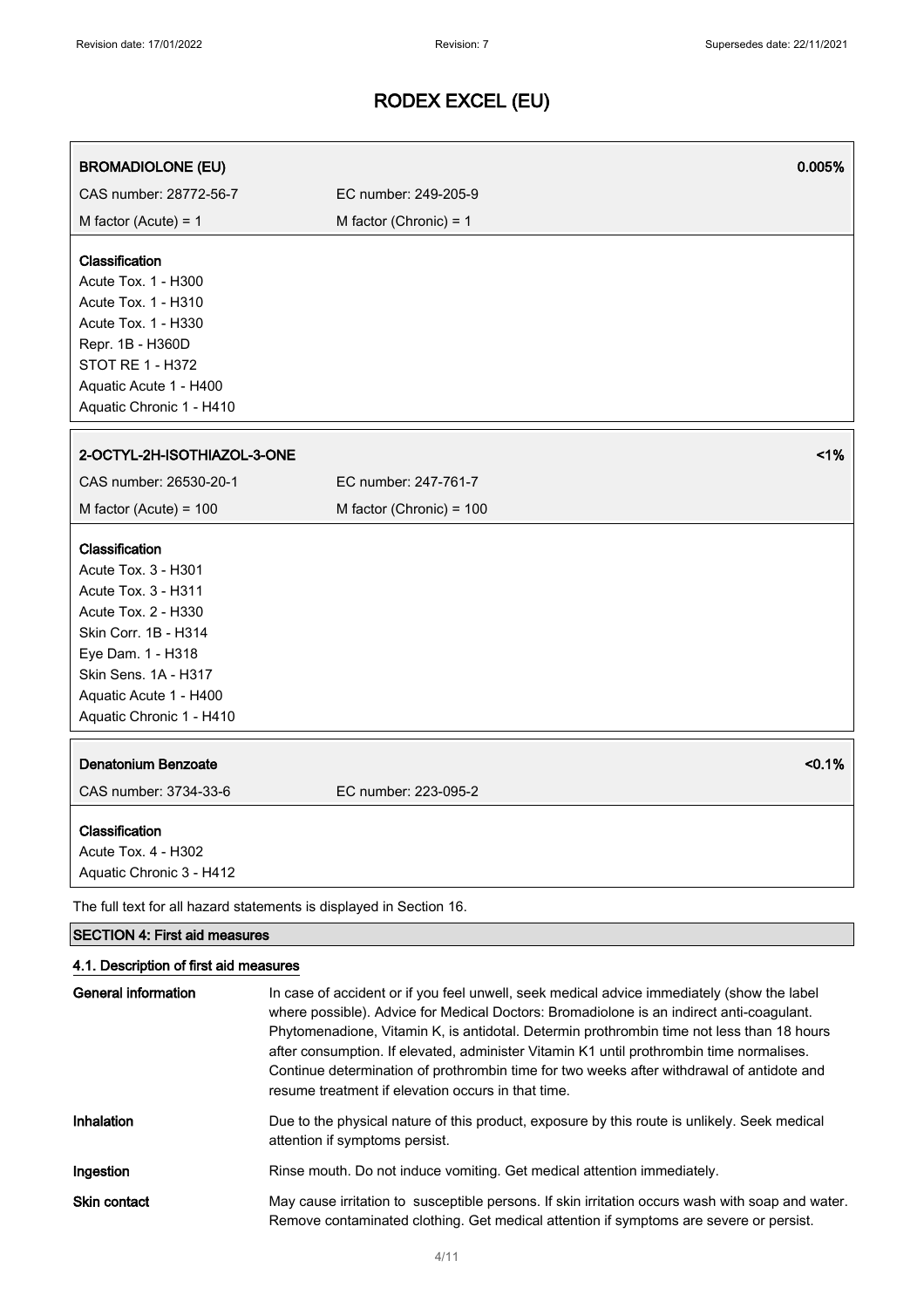| BROMADIOLONE (EU) | | 0.005% |
|---|---|---|
| CAS number: 28772-56-7 | EC number: 249-205-9 | |
| M factor (Acute) = 1 | M factor (Chronic) = 1 | |

**Classification**
Acute Tox. 1 - H300
Acute Tox. 1 - H310
Acute Tox. 1 - H330
Repr. 1B - H360D
STOT RE 1 - H372
Aquatic Acute 1 - H400
Aquatic Chronic 1 - H410

| 2-OCTYL-2H-ISOTHIAZOL-3-ONE | | <1% |
|---|---|---|
| CAS number: 26530-20-1 | EC number: 247-761-7 | |
| M factor (Acute) = 100 | M factor (Chronic) = 100 | |

**Classification**
Acute Tox. 3 - H301
Acute Tox. 3 - H311
Acute Tox. 2 - H330
Skin Corr. 1B - H314
Eye Dam. 1 - H318
Skin Sens. 1A - H317
Aquatic Acute 1 - H400
Aquatic Chronic 1 - H410

| Denatonium Benzoate | | <0.1% |
|---|---|---|
| CAS number: 3734-33-6 | EC number: 223-095-2 | |

**Classification**
Acute Tox. 4 - H302
Aquatic Chronic 3 - H412

The full text for all hazard statements is displayed in Section 16.

## SECTION 4: First aid measures

### 4.1. Description of first aid measures

**General information**
In case of accident or if you feel unwell, seek medical advice immediately (show the label where possible). Advice for Medical Doctors: Bromadiolone is an indirect anti-coagulant. Phytomenadione, Vitamin K, is antidotal. Determin prothrombin time not less than 18 hours after consumption. If elevated, administer Vitamin K1 until prothrombin time normalises. Continue determination of prothrombin time for two weeks after withdrawal of antidote and resume treatment if elevation occurs in that time.

**Inhalation**
Due to the physical nature of this product, exposure by this route is unlikely. Seek medical attention if symptoms persist.

**Ingestion**
Rinse mouth. Do not induce vomiting. Get medical attention immediately.

**Skin contact**
May cause irritation to susceptible persons. If skin irritation occurs wash with soap and water. Remove contaminated clothing. Get medical attention if symptoms are severe or persist.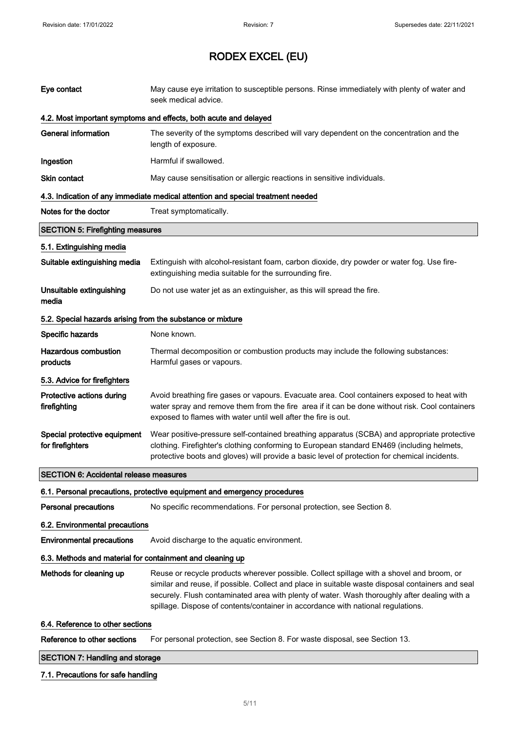# RODEX EXCEL (EU)

| | |
|---|---|
| **Eye contact** | May cause eye irritation to susceptible persons. Rinse immediately with plenty of water and seek medical advice. |

### 4.2. Most important symptoms and effects, both acute and delayed

| | |
|---|---|
| **General information** | The severity of the symptoms described will vary dependent on the concentration and the length of exposure. |
| **Ingestion** | Harmful if swallowed. |
| **Skin contact** | May cause sensitisation or allergic reactions in sensitive individuals. |

### 4.3. Indication of any immediate medical attention and special treatment needed

| | |
|---|---|
| **Notes for the doctor** | Treat symptomatically. |

## SECTION 5: Firefighting measures

### 5.1. Extinguishing media

| | |
|---|---|
| **Suitable extinguishing media** | Extinguish with alcohol-resistant foam, carbon dioxide, dry powder or water fog. Use fire-extinguishing media suitable for the surrounding fire. |
| **Unsuitable extinguishing media** | Do not use water jet as an extinguisher, as this will spread the fire. |

### 5.2. Special hazards arising from the substance or mixture

| | |
|---|---|
| **Specific hazards** | None known. |
| **Hazardous combustion products** | Thermal decomposition or combustion products may include the following substances: Harmful gases or vapours. |

### 5.3. Advice for firefighters

| | |
|---|---|
| **Protective actions during firefighting** | Avoid breathing fire gases or vapours. Evacuate area. Cool containers exposed to heat with water spray and remove them from the fire area if it can be done without risk. Cool containers exposed to flames with water until well after the fire is out. |
| **Special protective equipment for firefighters** | Wear positive-pressure self-contained breathing apparatus (SCBA) and appropriate protective clothing. Firefighter's clothing conforming to European standard EN469 (including helmets, protective boots and gloves) will provide a basic level of protection for chemical incidents. |

## SECTION 6: Accidental release measures

### 6.1. Personal precautions, protective equipment and emergency procedures

| | |
|---|---|
| **Personal precautions** | No specific recommendations. For personal protection, see Section 8. |

### 6.2. Environmental precautions

| | |
|---|---|
| **Environmental precautions** | Avoid discharge to the aquatic environment. |

### 6.3. Methods and material for containment and cleaning up

| | |
|---|---|
| **Methods for cleaning up** | Reuse or recycle products wherever possible. Collect spillage with a shovel and broom, or similar and reuse, if possible. Collect and place in suitable waste disposal containers and seal securely. Flush contaminated area with plenty of water. Wash thoroughly after dealing with a spillage. Dispose of contents/container in accordance with national regulations. |

### 6.4. Reference to other sections

| | |
|---|---|
| **Reference to other sections** | For personal protection, see Section 8. For waste disposal, see Section 13. |

## SECTION 7: Handling and storage

### 7.1. Precautions for safe handling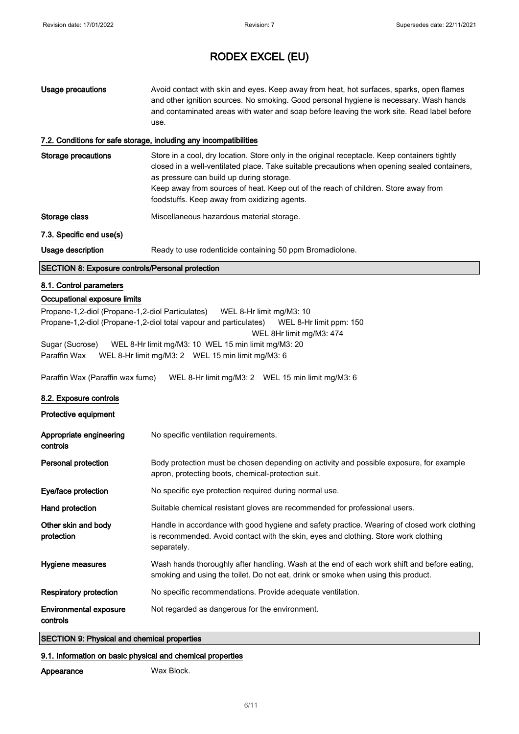# RODEX EXCEL (EU)

| | |
|---|---|
| **Usage precautions** | Avoid contact with skin and eyes. Keep away from heat, hot surfaces, sparks, open flames and other ignition sources. No smoking. Good personal hygiene is necessary. Wash hands and contaminated areas with water and soap before leaving the work site. Read label before use. |

### 7.2. Conditions for safe storage, including any incompatibilities

| | |
|---|---|
| **Storage precautions** | Store in a cool, dry location. Store only in the original receptacle. Keep containers tightly closed in a well-ventilated place. Take suitable precautions when opening sealed containers, as pressure can build up during storage.<br>Keep away from sources of heat. Keep out of the reach of children. Store away from foodstuffs. Keep away from oxidizing agents. |
| **Storage class** | Miscellaneous hazardous material storage. |

### 7.3. Specific end use(s)

| | |
|---|---|
| **Usage description** | Ready to use rodenticide containing 50 ppm Bromadiolone. |

## SECTION 8: Exposure controls/Personal protection

### 8.1. Control parameters

**Occupational exposure limits**

Propane-1,2-diol (Propane-1,2-diol Particulates) WEL 8-Hr limit mg/M3: 10
Propane-1,2-diol (Propane-1,2-diol total vapour and particulates) WEL 8-Hr limit ppm: 150
WEL 8Hr limit mg/M3: 474
Sugar (Sucrose) WEL 8-Hr limit mg/M3: 10 WEL 15 min limit mg/M3: 20
Paraffin Wax WEL 8-Hr limit mg/M3: 2 WEL 15 min limit mg/M3: 6

Paraffin Wax (Paraffin wax fume) WEL 8-Hr limit mg/M3: 2 WEL 15 min limit mg/M3: 6

### 8.2. Exposure controls

**Protective equipment**

| | |
|---|---|
| **Appropriate engineering controls** | No specific ventilation requirements. |
| **Personal protection** | Body protection must be chosen depending on activity and possible exposure, for example apron, protecting boots, chemical-protection suit. |
| **Eye/face protection** | No specific eye protection required during normal use. |
| **Hand protection** | Suitable chemical resistant gloves are recommended for professional users. |
| **Other skin and body protection** | Handle in accordance with good hygiene and safety practice. Wearing of closed work clothing is recommended. Avoid contact with the skin, eyes and clothing. Store work clothing separately. |
| **Hygiene measures** | Wash hands thoroughly after handling. Wash at the end of each work shift and before eating, smoking and using the toilet. Do not eat, drink or smoke when using this product. |
| **Respiratory protection** | No specific recommendations. Provide adequate ventilation. |
| **Environmental exposure controls** | Not regarded as dangerous for the environment. |

## SECTION 9: Physical and chemical properties

### 9.1. Information on basic physical and chemical properties

| | |
|---|---|
| **Appearance** | Wax Block. |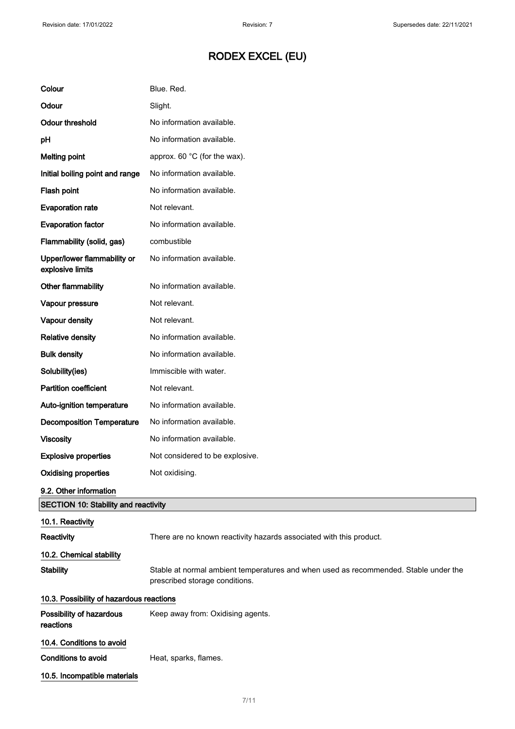| | |
|---|---|
| **Colour** | Blue. Red. |
| **Odour** | Slight. |
| **Odour threshold** | No information available. |
| **pH** | No information available. |
| **Melting point** | approx. 60 °C (for the wax). |
| **Initial boiling point and range** | No information available. |
| **Flash point** | No information available. |
| **Evaporation rate** | Not relevant. |
| **Evaporation factor** | No information available. |
| **Flammability (solid, gas)** | combustible |
| **Upper/lower flammability or explosive limits** | No information available. |
| **Other flammability** | No information available. |
| **Vapour pressure** | Not relevant. |
| **Vapour density** | Not relevant. |
| **Relative density** | No information available. |
| **Bulk density** | No information available. |
| **Solubility(ies)** | Immiscible with water. |
| **Partition coefficient** | Not relevant. |
| **Auto-ignition temperature** | No information available. |
| **Decomposition Temperature** | No information available. |
| **Viscosity** | No information available. |
| **Explosive properties** | Not considered to be explosive. |
| **Oxidising properties** | Not oxidising. |

### 9.2. Other information

## SECTION 10: Stability and reactivity

### 10.1. Reactivity

**Reactivity** There are no known reactivity hazards associated with this product.

### 10.2. Chemical stability

**Stability** Stable at normal ambient temperatures and when used as recommended. Stable under the prescribed storage conditions.

### 10.3. Possibility of hazardous reactions

**Possibility of hazardous reactions** Keep away from: Oxidising agents.

### 10.4. Conditions to avoid

**Conditions to avoid** Heat, sparks, flames.

### 10.5. Incompatible materials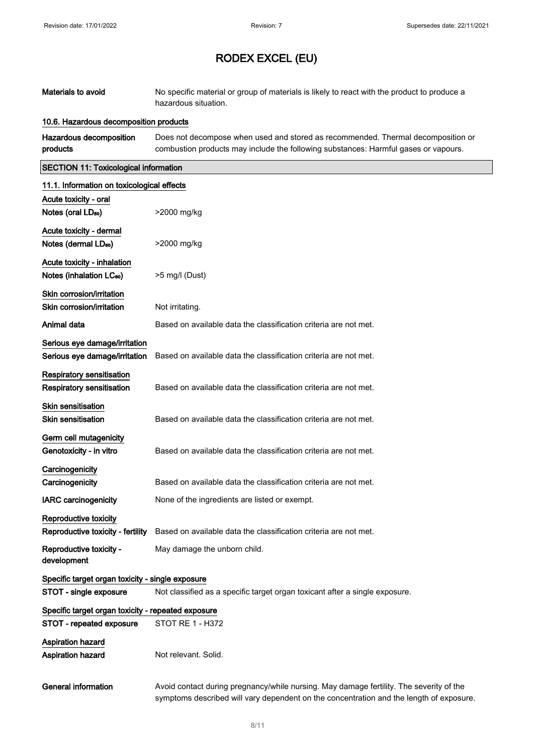| | |
|---|---|
| **Materials to avoid** | No specific material or group of materials is likely to react with the product to produce a hazardous situation. |

#### 10.6. Hazardous decomposition products

| | |
|---|---|
| **Hazardous decomposition products** | Does not decompose when used and stored as recommended. Thermal decomposition or combustion products may include the following substances: Harmful gases or vapours. |

## SECTION 11: Toxicological information

#### 11.1. Information on toxicological effects

**Acute toxicity - oral**

| | |
|---|---|
| **Notes (oral $LD_{50}$)** | >2000 mg/kg |

**Acute toxicity - dermal**

| | |
|---|---|
| **Notes (dermal $LD_{50}$)** | >2000 mg/kg |

**Acute toxicity - inhalation**

| | |
|---|---|
| **Notes (inhalation $LC_{50}$)** | >5 mg/l (Dust) |

**Skin corrosion/irritation**

| | |
|---|---|
| **Skin corrosion/irritation** | Not irritating. |
| **Animal data** | Based on available data the classification criteria are not met. |

**Serious eye damage/irritation**

| | |
|---|---|
| **Serious eye damage/irritation** | Based on available data the classification criteria are not met. |

**Respiratory sensitisation**

| | |
|---|---|
| **Respiratory sensitisation** | Based on available data the classification criteria are not met. |

**Skin sensitisation**

| | |
|---|---|
| **Skin sensitisation** | Based on available data the classification criteria are not met. |

**Germ cell mutagenicity**

| | |
|---|---|
| **Genotoxicity - in vitro** | Based on available data the classification criteria are not met. |

**Carcinogenicity**

| | |
|---|---|
| **Carcinogenicity** | Based on available data the classification criteria are not met. |
| **IARC carcinogenicity** | None of the ingredients are listed or exempt. |

**Reproductive toxicity**

| | |
|---|---|
| **Reproductive toxicity - fertility** | Based on available data the classification criteria are not met. |
| **Reproductive toxicity - development** | May damage the unborn child. |

**Specific target organ toxicity - single exposure**

| | |
|---|---|
| **STOT - single exposure** | Not classified as a specific target organ toxicant after a single exposure. |

**Specific target organ toxicity - repeated exposure**

| | |
|---|---|
| **STOT - repeated exposure** | STOT RE 1 - H372 |

**Aspiration hazard**

| | |
|---|---|
| **Aspiration hazard** | Not relevant. Solid. |

| | |
|---|---|
| **General information** | Avoid contact during pregnancy/while nursing. May damage fertility. The severity of the symptoms described will vary dependent on the concentration and the length of exposure. |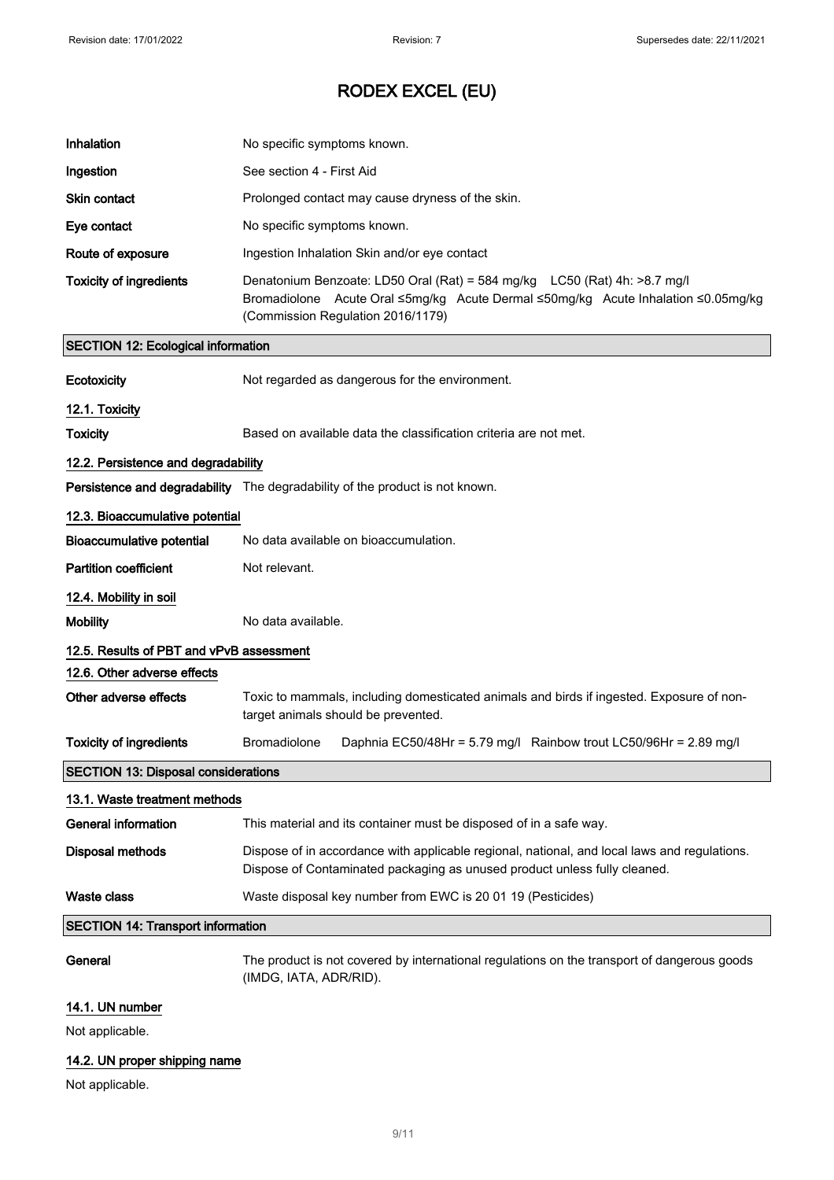| | |
|---|---|
| **Inhalation** | No specific symptoms known. |
| **Ingestion** | See section 4 - First Aid |
| **Skin contact** | Prolonged contact may cause dryness of the skin. |
| **Eye contact** | No specific symptoms known. |
| **Route of exposure** | Ingestion Inhalation Skin and/or eye contact |
| **Toxicity of ingredients** | Denatonium Benzoate: LD50 Oral (Rat) = 584 mg/kg LC50 (Rat) 4h: >8.7 mg/l Bromadiolone Acute Oral ≤5mg/kg Acute Dermal ≤50mg/kg Acute Inhalation ≤0.05mg/kg (Commission Regulation 2016/1179) |

## SECTION 12: Ecological information

| | |
|---|---|
| **Ecotoxicity** | Not regarded as dangerous for the environment. |

### 12.1. Toxicity

| | |
|---|---|
| **Toxicity** | Based on available data the classification criteria are not met. |

### 12.2. Persistence and degradability

| | |
|---|---|
| **Persistence and degradability** | The degradability of the product is not known. |

### 12.3. Bioaccumulative potential

| | |
|---|---|
| **Bioaccumulative potential** | No data available on bioaccumulation. |
| **Partition coefficient** | Not relevant. |

### 12.4. Mobility in soil

| | |
|---|---|
| **Mobility** | No data available. |

### 12.5. Results of PBT and vPvB assessment

### 12.6. Other adverse effects

| | |
|---|---|
| **Other adverse effects** | Toxic to mammals, including domesticated animals and birds if ingested. Exposure of non-target animals should be prevented. |
| **Toxicity of ingredients** | Bromadiolone Daphnia EC50/48Hr = 5.79 mg/l Rainbow trout LC50/96Hr = 2.89 mg/l |

## SECTION 13: Disposal considerations

### 13.1. Waste treatment methods

| | |
|---|---|
| **General information** | This material and its container must be disposed of in a safe way. |
| **Disposal methods** | Dispose of in accordance with applicable regional, national, and local laws and regulations. Dispose of Contaminated packaging as unused product unless fully cleaned. |
| **Waste class** | Waste disposal key number from EWC is 20 01 19 (Pesticides) |

## SECTION 14: Transport information

| | |
|---|---|
| **General** | The product is not covered by international regulations on the transport of dangerous goods (IMDG, IATA, ADR/RID). |

### 14.1. UN number

Not applicable.

### 14.2. UN proper shipping name

Not applicable.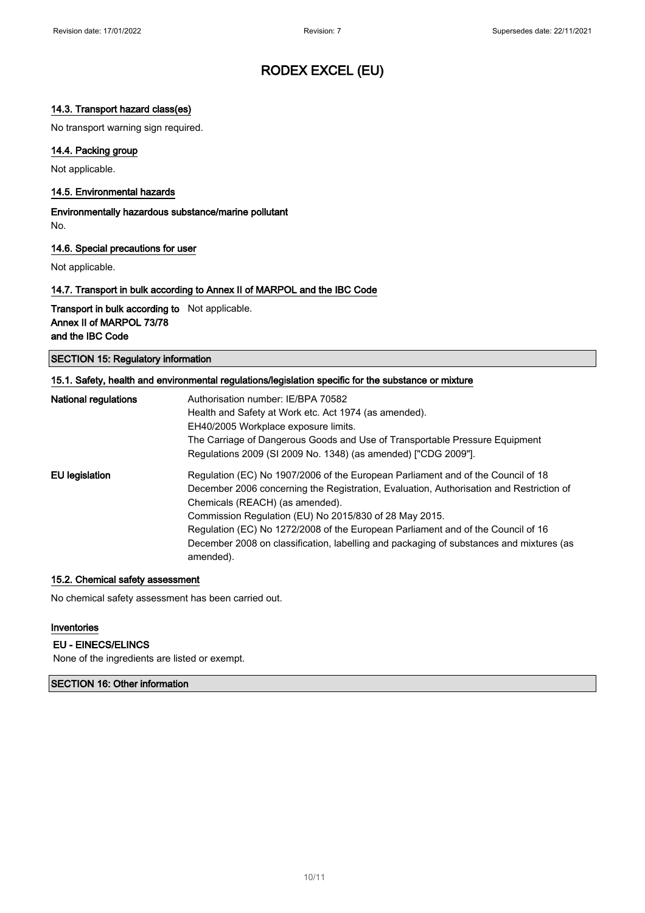### 14.3. Transport hazard class(es)

No transport warning sign required.

### 14.4. Packing group

Not applicable.

### 14.5. Environmental hazards

**Environmentally hazardous substance/marine pollutant**

No.

### 14.6. Special precautions for user

Not applicable.

### 14.7. Transport in bulk according to Annex II of MARPOL and the IBC Code

| | |
|---|---|
| **Transport in bulk according to Annex II of MARPOL 73/78 and the IBC Code** | Not applicable. |

## SECTION 15: Regulatory information

### 15.1. Safety, health and environmental regulations/legislation specific for the substance or mixture

| | |
|---|---|
| **National regulations** | Authorisation number: IE/BPA 70582<br>Health and Safety at Work etc. Act 1974 (as amended).<br>EH40/2005 Workplace exposure limits.<br>The Carriage of Dangerous Goods and Use of Transportable Pressure Equipment Regulations 2009 (SI 2009 No. 1348) (as amended) ["CDG 2009"]. |
| **EU legislation** | Regulation (EC) No 1907/2006 of the European Parliament and of the Council of 18 December 2006 concerning the Registration, Evaluation, Authorisation and Restriction of Chemicals (REACH) (as amended).<br>Commission Regulation (EU) No 2015/830 of 28 May 2015.<br>Regulation (EC) No 1272/2008 of the European Parliament and of the Council of 16 December 2008 on classification, labelling and packaging of substances and mixtures (as amended). |

### 15.2. Chemical safety assessment

No chemical safety assessment has been carried out.

### Inventories

**EU - EINECS/ELINCS**

None of the ingredients are listed or exempt.

## SECTION 16: Other information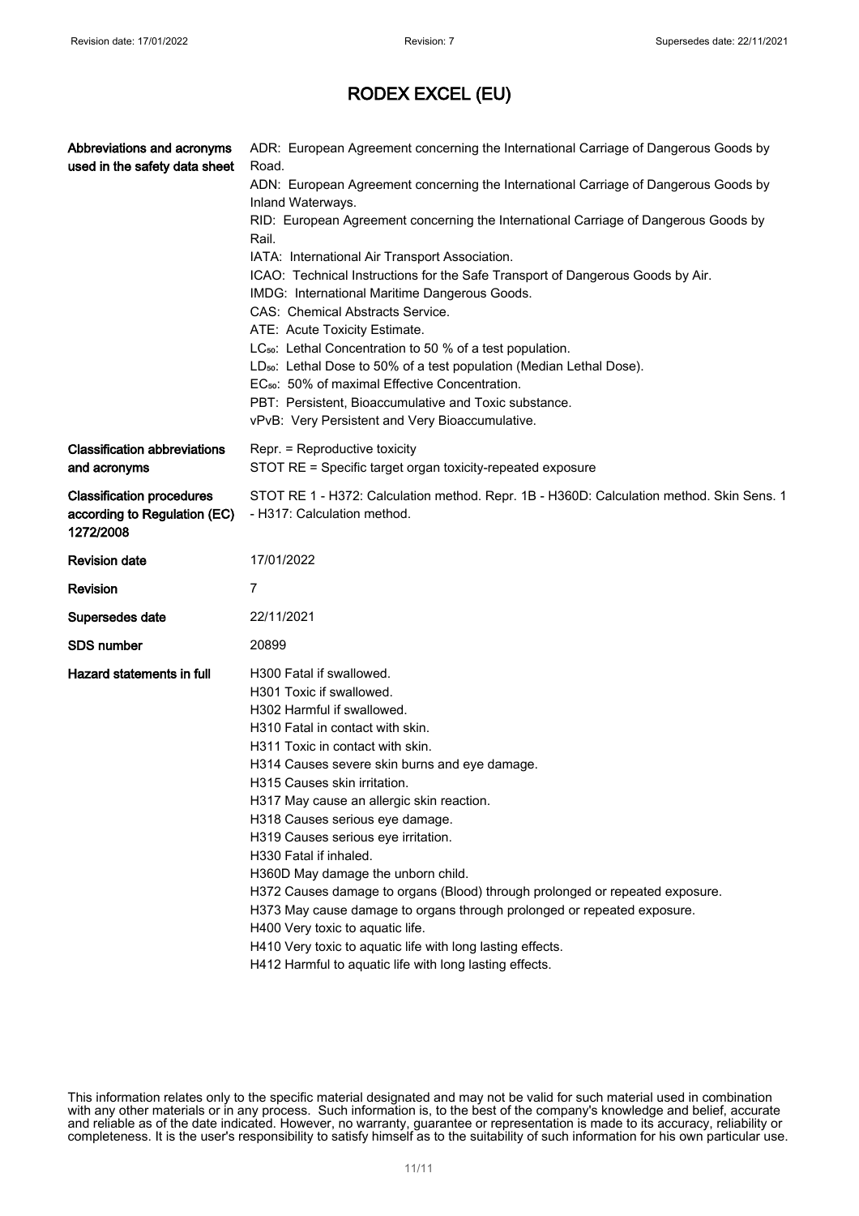| | |
|---|---|
| **Abbreviations and acronyms used in the safety data sheet** | ADR: European Agreement concerning the International Carriage of Dangerous Goods by Road.<br>ADN: European Agreement concerning the International Carriage of Dangerous Goods by Inland Waterways.<br>RID: European Agreement concerning the International Carriage of Dangerous Goods by Rail.<br>IATA: International Air Transport Association.<br>ICAO: Technical Instructions for the Safe Transport of Dangerous Goods by Air.<br>IMDG: International Maritime Dangerous Goods.<br>CAS: Chemical Abstracts Service.<br>ATE: Acute Toxicity Estimate.<br>$LC_{50}$: Lethal Concentration to 50 % of a test population.<br>$LD_{50}$: Lethal Dose to 50% of a test population (Median Lethal Dose).<br>$EC_{50}$: 50% of maximal Effective Concentration.<br>PBT: Persistent, Bioaccumulative and Toxic substance.<br>vPvB: Very Persistent and Very Bioaccumulative. |
| **Classification abbreviations and acronyms** | Repr. = Reproductive toxicity<br>STOT RE = Specific target organ toxicity-repeated exposure |
| **Classification procedures according to Regulation (EC) 1272/2008** | STOT RE 1 - H372: Calculation method. Repr. 1B - H360D: Calculation method. Skin Sens. 1 - H317: Calculation method. |
| **Revision date** | 17/01/2022 |
| **Revision** | 7 |
| **Supersedes date** | 22/11/2021 |
| **SDS number** | 20899 |
| **Hazard statements in full** | H300 Fatal if swallowed.<br>H301 Toxic if swallowed.<br>H302 Harmful if swallowed.<br>H310 Fatal in contact with skin.<br>H311 Toxic in contact with skin.<br>H314 Causes severe skin burns and eye damage.<br>H315 Causes skin irritation.<br>H317 May cause an allergic skin reaction.<br>H318 Causes serious eye damage.<br>H319 Causes serious eye irritation.<br>H330 Fatal if inhaled.<br>H360D May damage the unborn child.<br>H372 Causes damage to organs (Blood) through prolonged or repeated exposure.<br>H373 May cause damage to organs through prolonged or repeated exposure.<br>H400 Very toxic to aquatic life.<br>H410 Very toxic to aquatic life with long lasting effects.<br>H412 Harmful to aquatic life with long lasting effects. |

This information relates only to the specific material designated and may not be valid for such material used in combination with any other materials or in any process. Such information is, to the best of the company's knowledge and belief, accurate and reliable as of the date indicated. However, no warranty, guarantee or representation is made to its accuracy, reliability or completeness. It is the user's responsibility to satisfy himself as to the suitability of such information for his own particular use.